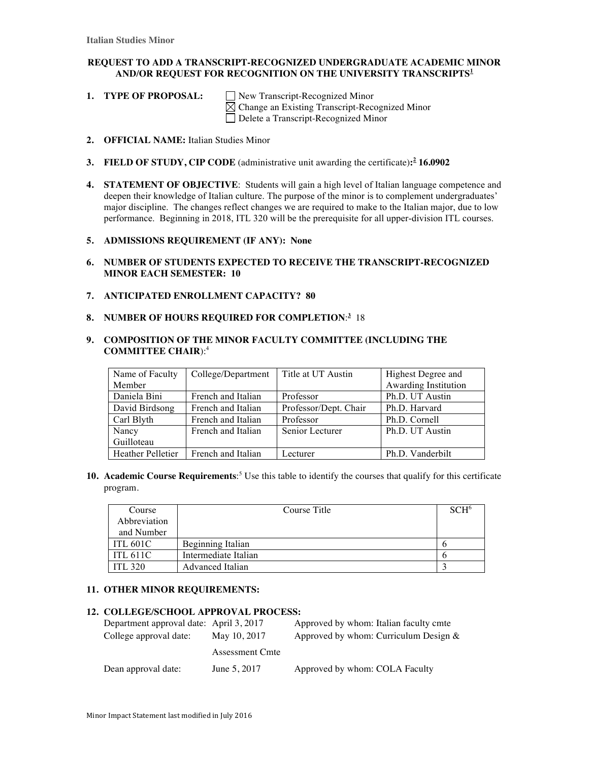**Italian Studies Minor**

## REQUEST TO ADD A TRANSCRIPT-RECOGNIZED UNDERGRADUATE ACADEMIC MINOR AND/OR REQUEST FOR RECOGNITION ON THE UNIVERSITY TRANSCRIPTS[1]

1. **TYPE OF PROPOSAL:**
   - ☐ New Transcript-Recognized Minor
   - ☒ Change an Existing Transcript-Recognized Minor
   - ☐ Delete a Transcript-Recognized Minor

2. **OFFICIAL NAME:** Italian Studies Minor

3. **FIELD OF STUDY, CIP CODE** (administrative unit awarding the certificate)**:[2] 16.0902**

4. **STATEMENT OF OBJECTIVE**: Students will gain a high level of Italian language competence and deepen their knowledge of Italian culture. The purpose of the minor is to complement undergraduates' major discipline. The changes reflect changes we are required to make to the Italian major, due to low performance. Beginning in 2018, ITL 320 will be the prerequisite for all upper-division ITL courses.

5. **ADMISSIONS REQUIREMENT (IF ANY): None**

6. **NUMBER OF STUDENTS EXPECTED TO RECEIVE THE TRANSCRIPT-RECOGNIZED MINOR EACH SEMESTER: 10**

7. **ANTICIPATED ENROLLMENT CAPACITY? 80**

8. **NUMBER OF HOURS REQUIRED FOR COMPLETION**:[3] 18

9. **COMPOSITION OF THE MINOR FACULTY COMMITTEE (INCLUDING THE COMMITTEE CHAIR)**:[4]

| Name of Faculty Member | College/Department | Title at UT Austin | Highest Degree and Awarding Institution |
|---|---|---|---|
| Daniela Bini | French and Italian | Professor | Ph.D. UT Austin |
| David Birdsong | French and Italian | Professor/Dept. Chair | Ph.D. Harvard |
| Carl Blyth | French and Italian | Professor | Ph.D. Cornell |
| Nancy Guilloteau | French and Italian | Senior Lecturer | Ph.D. UT Austin |
| Heather Pelletier | French and Italian | Lecturer | Ph.D. Vanderbilt |

10. **Academic Course Requirements**:[5] Use this table to identify the courses that qualify for this certificate program.

| Course Abbreviation and Number | Course Title | SCH[6] |
|---|---|---|
| ITL 601C | Beginning Italian | 6 |
| ITL 611C | Intermediate Italian | 6 |
| ITL 320 | Advanced Italian | 3 |

11. **OTHER MINOR REQUIREMENTS:**

12. **COLLEGE/SCHOOL APPROVAL PROCESS:**

| | | |
|---|---|---|
| Department approval date: | April 3, 2017 | Approved by whom: Italian faculty cmte |
| College approval date: | May 10, 2017 | Approved by whom: Curriculum Design & Assessment Cmte |
| Dean approval date: | June 5, 2017 | Approved by whom: COLA Faculty |

Minor Impact Statement last modified in July 2016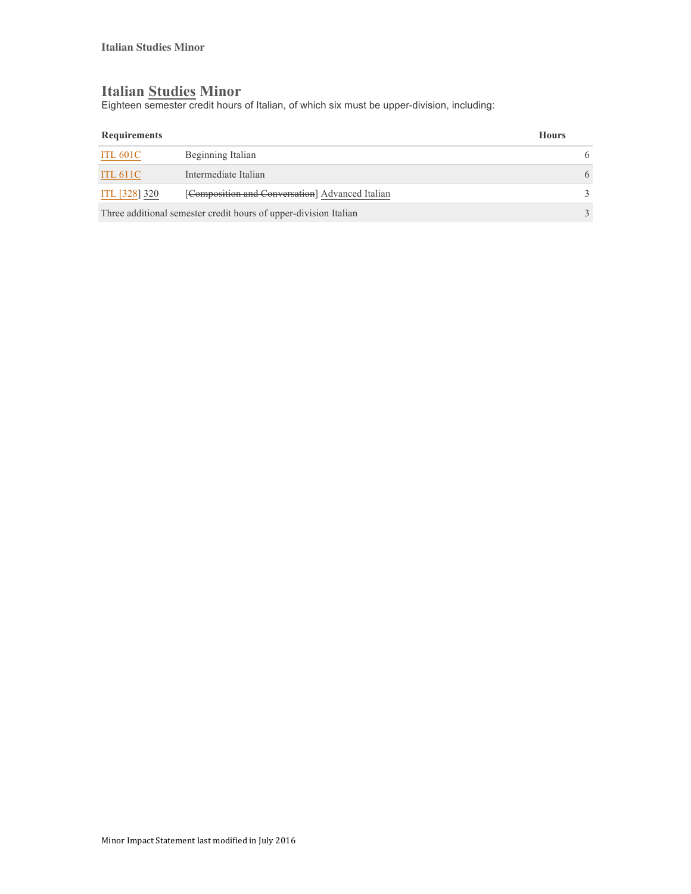# Italian Studies Minor

Eighteen semester credit hours of Italian, of which six must be upper-division, including:

| Requirements | | Hours |
|---|---|---|
| ITL 601C | Beginning Italian | 6 |
| ITL 611C | Intermediate Italian | 6 |
| ITL [328] 320 | [~~Composition and Conversation~~] Advanced Italian | 3 |
| Three additional semester credit hours of upper-division Italian | | 3 |

Minor Impact Statement last modified in July 2016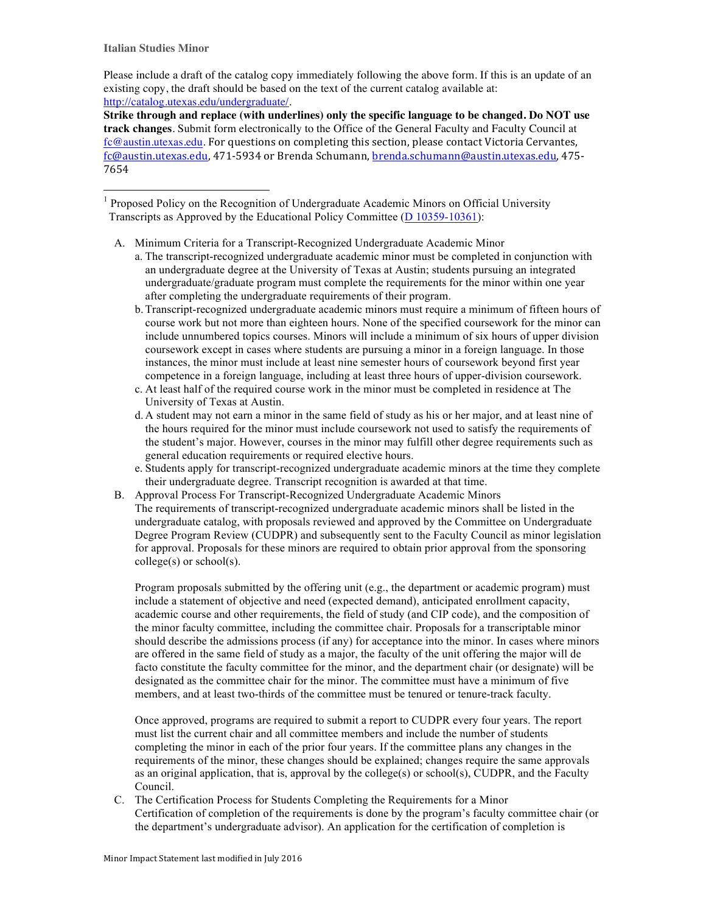**Italian Studies Minor**

Please include a draft of the catalog copy immediately following the above form. If this is an update of an existing copy, the draft should be based on the text of the current catalog available at: http://catalog.utexas.edu/undergraduate/.

**Strike through and replace (with underlines) only the specific language to be changed. Do NOT use track changes**. Submit form electronically to the Office of the General Faculty and Faculty Council at fc@austin.utexas.edu. For questions on completing this section, please contact Victoria Cervantes, fc@austin.utexas.edu, 471-5934 or Brenda Schumann, brenda.schumann@austin.utexas.edu, 475-7654

---

[1] Proposed Policy on the Recognition of Undergraduate Academic Minors on Official University Transcripts as Approved by the Educational Policy Committee (D 10359-10361):

A. Minimum Criteria for a Transcript-Recognized Undergraduate Academic Minor
   a. The transcript-recognized undergraduate academic minor must be completed in conjunction with an undergraduate degree at the University of Texas at Austin; students pursuing an integrated undergraduate/graduate program must complete the requirements for the minor within one year after completing the undergraduate requirements of their program.
   b. Transcript-recognized undergraduate academic minors must require a minimum of fifteen hours of course work but not more than eighteen hours. None of the specified coursework for the minor can include unnumbered topics courses. Minors will include a minimum of six hours of upper division coursework except in cases where students are pursuing a minor in a foreign language. In those instances, the minor must include at least nine semester hours of coursework beyond first year competence in a foreign language, including at least three hours of upper-division coursework.
   c. At least half of the required course work in the minor must be completed in residence at The University of Texas at Austin.
   d. A student may not earn a minor in the same field of study as his or her major, and at least nine of the hours required for the minor must include coursework not used to satisfy the requirements of the student's major. However, courses in the minor may fulfill other degree requirements such as general education requirements or required elective hours.
   e. Students apply for transcript-recognized undergraduate academic minors at the time they complete their undergraduate degree. Transcript recognition is awarded at that time.

B. Approval Process For Transcript-Recognized Undergraduate Academic Minors
   The requirements of transcript-recognized undergraduate academic minors shall be listed in the undergraduate catalog, with proposals reviewed and approved by the Committee on Undergraduate Degree Program Review (CUDPR) and subsequently sent to the Faculty Council as minor legislation for approval. Proposals for these minors are required to obtain prior approval from the sponsoring college(s) or school(s).

   Program proposals submitted by the offering unit (e.g., the department or academic program) must include a statement of objective and need (expected demand), anticipated enrollment capacity, academic course and other requirements, the field of study (and CIP code), and the composition of the minor faculty committee, including the committee chair. Proposals for a transcriptable minor should describe the admissions process (if any) for acceptance into the minor. In cases where minors are offered in the same field of study as a major, the faculty of the unit offering the major will de facto constitute the faculty committee for the minor, and the department chair (or designate) will be designated as the committee chair for the minor. The committee must have a minimum of five members, and at least two-thirds of the committee must be tenured or tenure-track faculty.

   Once approved, programs are required to submit a report to CUDPR every four years. The report must list the current chair and all committee members and include the number of students completing the minor in each of the prior four years. If the committee plans any changes in the requirements of the minor, these changes should be explained; changes require the same approvals as an original application, that is, approval by the college(s) or school(s), CUDPR, and the Faculty Council.

C. The Certification Process for Students Completing the Requirements for a Minor
   Certification of completion of the requirements is done by the program's faculty committee chair (or the department's undergraduate advisor). An application for the certification of completion is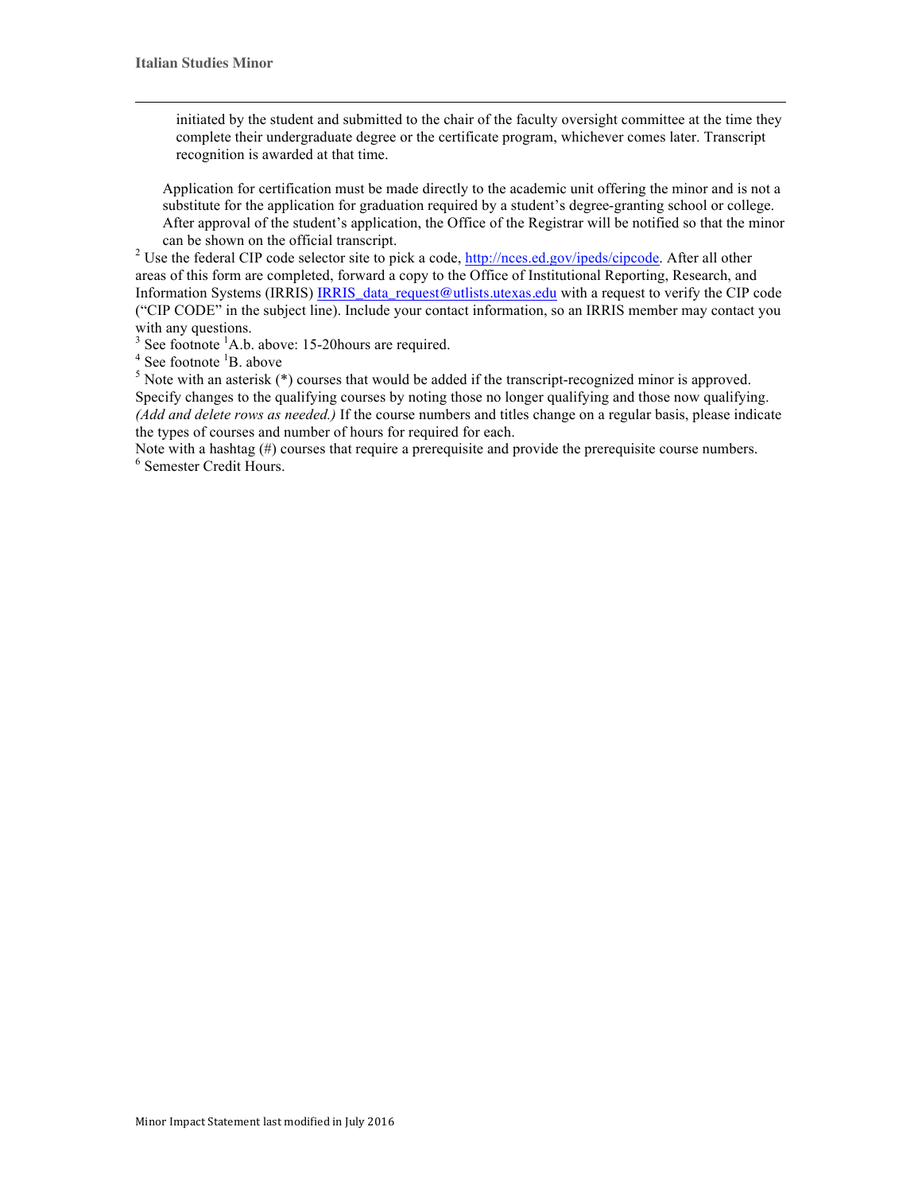initiated by the student and submitted to the chair of the faculty oversight committee at the time they complete their undergraduate degree or the certificate program, whichever comes later. Transcript recognition is awarded at that time.

Application for certification must be made directly to the academic unit offering the minor and is not a substitute for the application for graduation required by a student's degree-granting school or college. After approval of the student's application, the Office of the Registrar will be notified so that the minor can be shown on the official transcript.

[2] Use the federal CIP code selector site to pick a code, http://nces.ed.gov/ipeds/cipcode. After all other areas of this form are completed, forward a copy to the Office of Institutional Reporting, Research, and Information Systems (IRRIS) IRRIS_data_request@utlists.utexas.edu with a request to verify the CIP code ("CIP CODE" in the subject line). Include your contact information, so an IRRIS member may contact you with any questions.

[3] See footnote [1]A.b. above: 15-20hours are required.

[4] See footnote [1]B. above

[5] Note with an asterisk (*) courses that would be added if the transcript-recognized minor is approved. Specify changes to the qualifying courses by noting those no longer qualifying and those now qualifying. *(Add and delete rows as needed.)* If the course numbers and titles change on a regular basis, please indicate the types of courses and number of hours for required for each.

Note with a hashtag (#) courses that require a prerequisite and provide the prerequisite course numbers.

[6] Semester Credit Hours.